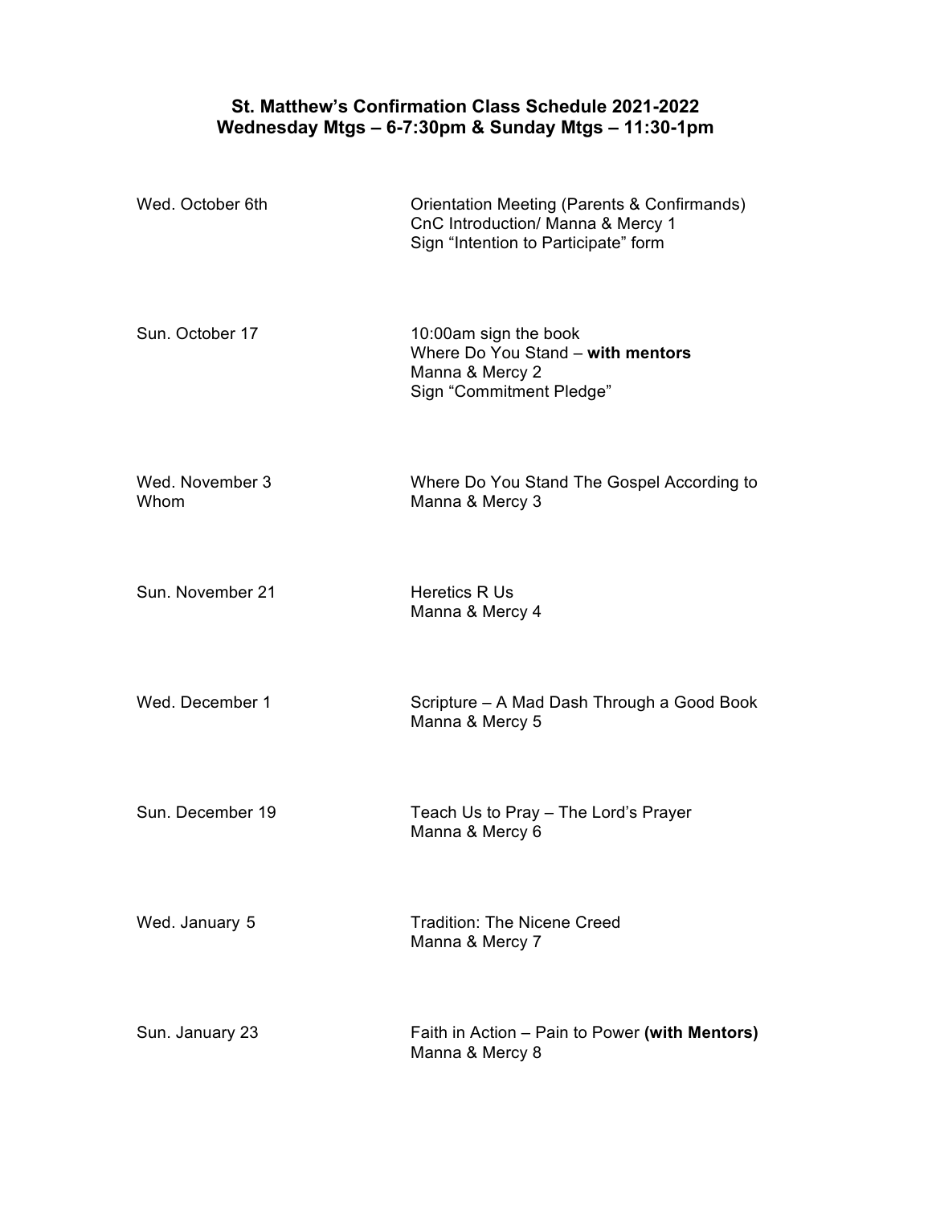# St. Matthew's Confirmation Class Schedule 2021-2022
## Wednesday Mtgs – 6-7:30pm & Sunday Mtgs – 11:30-1pm

| | |
|---|---|
| Wed. October 6th | Orientation Meeting (Parents & Confirmands)<br>CnC Introduction/ Manna & Mercy 1<br>Sign "Intention to Participate" form |
| Sun. October 17 | 10:00am sign the book<br>Where Do You Stand – **with mentors**<br>Manna & Mercy 2<br>Sign "Commitment Pledge" |
| Wed. November 3<br>Whom | Where Do You Stand The Gospel According to<br>Manna & Mercy 3 |
| Sun. November 21 | Heretics R Us<br>Manna & Mercy 4 |
| Wed. December 1 | Scripture – A Mad Dash Through a Good Book<br>Manna & Mercy 5 |
| Sun. December 19 | Teach Us to Pray – The Lord's Prayer<br>Manna & Mercy 6 |
| Wed. January 5 | Tradition: The Nicene Creed<br>Manna & Mercy 7 |
| Sun. January 23 | Faith in Action – Pain to Power **(with Mentors)**<br>Manna & Mercy 8 |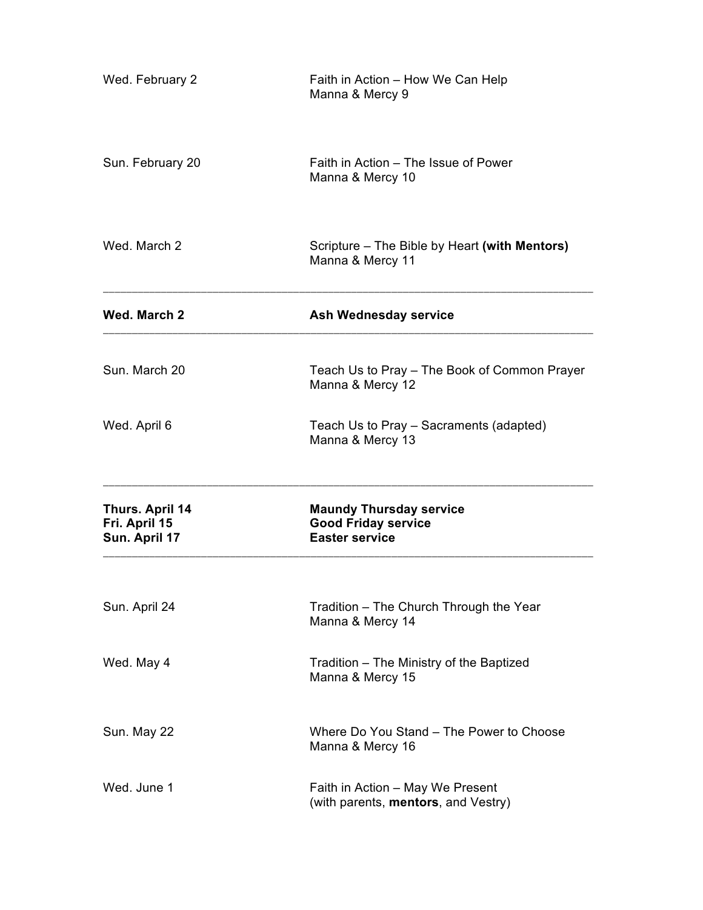| | |
|---|---|
| Wed. February 2 | Faith in Action – How We Can Help<br>Manna & Mercy 9 |
| Sun. February 20 | Faith in Action – The Issue of Power<br>Manna & Mercy 10 |
| Wed. March 2 | Scripture – The Bible by Heart **(with Mentors)**<br>Manna & Mercy 11 |
| **Wed. March 2** | **Ash Wednesday service** |
| Sun. March 20 | Teach Us to Pray – The Book of Common Prayer<br>Manna & Mercy 12 |
| Wed. April 6 | Teach Us to Pray – Sacraments (adapted)<br>Manna & Mercy 13 |
| **Thurs. April 14**<br>**Fri. April 15**<br>**Sun. April 17** | **Maundy Thursday service**<br>**Good Friday service**<br>**Easter service** |
| Sun. April 24 | Tradition – The Church Through the Year<br>Manna & Mercy 14 |
| Wed. May 4 | Tradition – The Ministry of the Baptized<br>Manna & Mercy 15 |
| Sun. May 22 | Where Do You Stand – The Power to Choose<br>Manna & Mercy 16 |
| Wed. June 1 | Faith in Action – May We Present<br>(with parents, **mentors**, and Vestry) |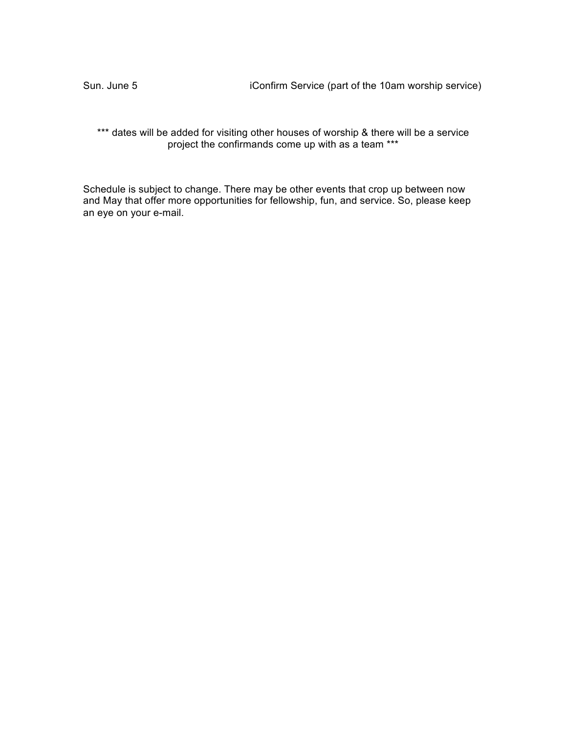| | |
|---|---|
| Sun. June 5 | iConfirm Service (part of the 10am worship service) |

*** dates will be added for visiting other houses of worship & there will be a service project the confirmands come up with as a team ***

Schedule is subject to change. There may be other events that crop up between now and May that offer more opportunities for fellowship, fun, and service. So, please keep an eye on your e-mail.